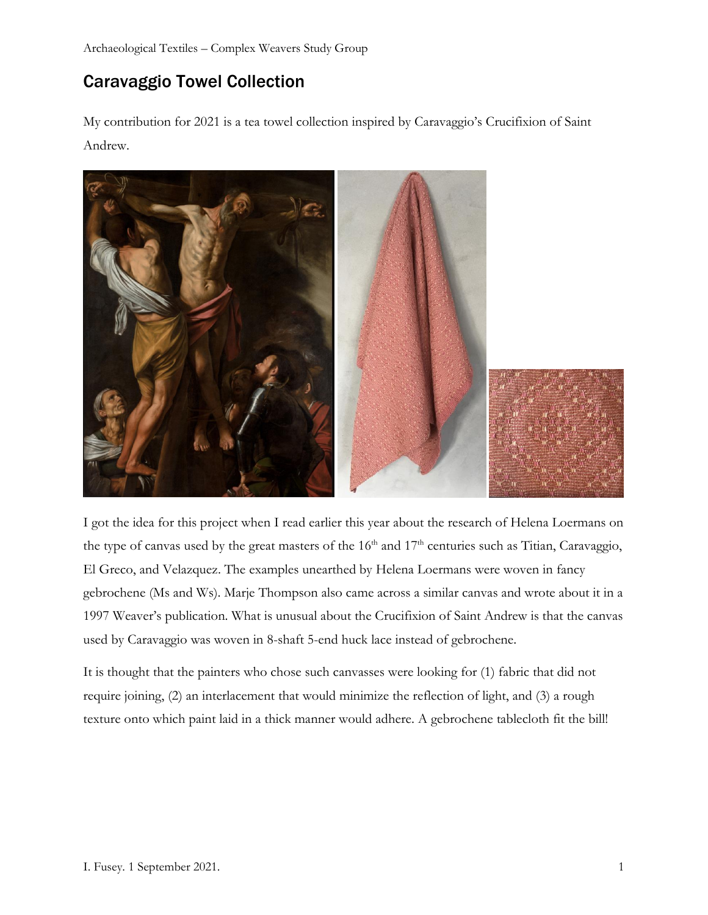# Caravaggio Towel Collection

My contribution for 2021 is a tea towel collection inspired by Caravaggio's Crucifixion of Saint Andrew.

I got the idea for this project when I read earlier this year about the research of Helena Loermans on the type of canvas used by the great masters of the 16th and 17th centuries such as Titian, Caravaggio, El Greco, and Velazquez. The examples unearthed by Helena Loermans were woven in fancy gebrochene (Ms and Ws). Marje Thompson also came across a similar canvas and wrote about it in a 1997 Weaver's publication. What is unusual about the Crucifixion of Saint Andrew is that the canvas used by Caravaggio was woven in 8-shaft 5-end huck lace instead of gebrochene.

It is thought that the painters who chose such canvasses were looking for (1) fabric that did not require joining, (2) an interlacement that would minimize the reflection of light, and (3) a rough texture onto which paint laid in a thick manner would adhere. A gebrochene tablecloth fit the bill!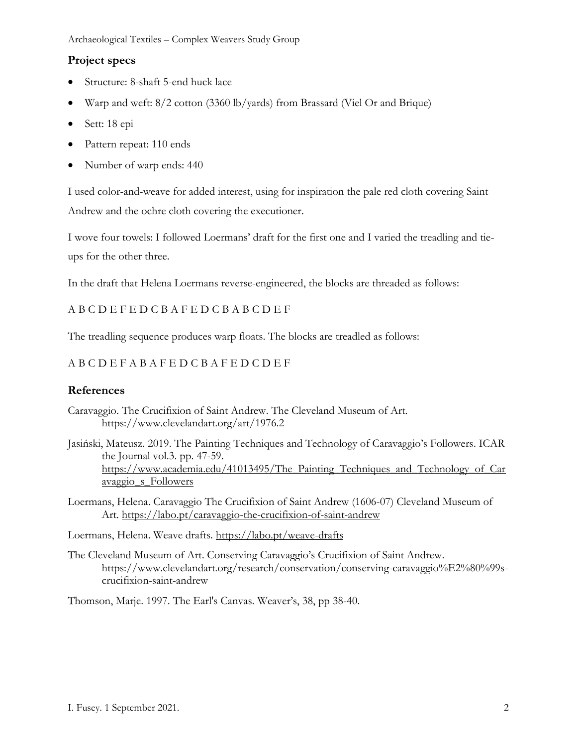## Project specs

- Structure: 8-shaft 5-end huck lace
- Warp and weft: 8/2 cotton (3360 lb/yards) from Brassard (Viel Or and Brique)
- Sett: 18 epi
- Pattern repeat: 110 ends
- Number of warp ends: 440

I used color-and-weave for added interest, using for inspiration the pale red cloth covering Saint Andrew and the ochre cloth covering the executioner.

I wove four towels: I followed Loermans' draft for the first one and I varied the treadling and tie-ups for the other three.

In the draft that Helena Loermans reverse-engineered, the blocks are threaded as follows:

A B C D E F E D C B A F E D C B A B C D E F

The treadling sequence produces warp floats. The blocks are treadled as follows:

A B C D E F A B A F E D C B A F E D C D E F

## References

Caravaggio. The Crucifixion of Saint Andrew. The Cleveland Museum of Art. https://www.clevelandart.org/art/1976.2

Jasiński, Mateusz. 2019. The Painting Techniques and Technology of Caravaggio's Followers. ICAR the Journal vol.3. pp. 47-59. https://www.academia.edu/41013495/The_Painting_Techniques_and_Technology_of_Caravaggio_s_Followers

Loermans, Helena. Caravaggio The Crucifixion of Saint Andrew (1606-07) Cleveland Museum of Art. https://labo.pt/caravaggio-the-crucifixion-of-saint-andrew

Loermans, Helena. Weave drafts. https://labo.pt/weave-drafts

The Cleveland Museum of Art. Conserving Caravaggio's Crucifixion of Saint Andrew. https://www.clevelandart.org/research/conservation/conserving-caravaggio%E2%80%99s-crucifixion-saint-andrew

Thomson, Marje. 1997. The Earl's Canvas. Weaver's, 38, pp 38-40.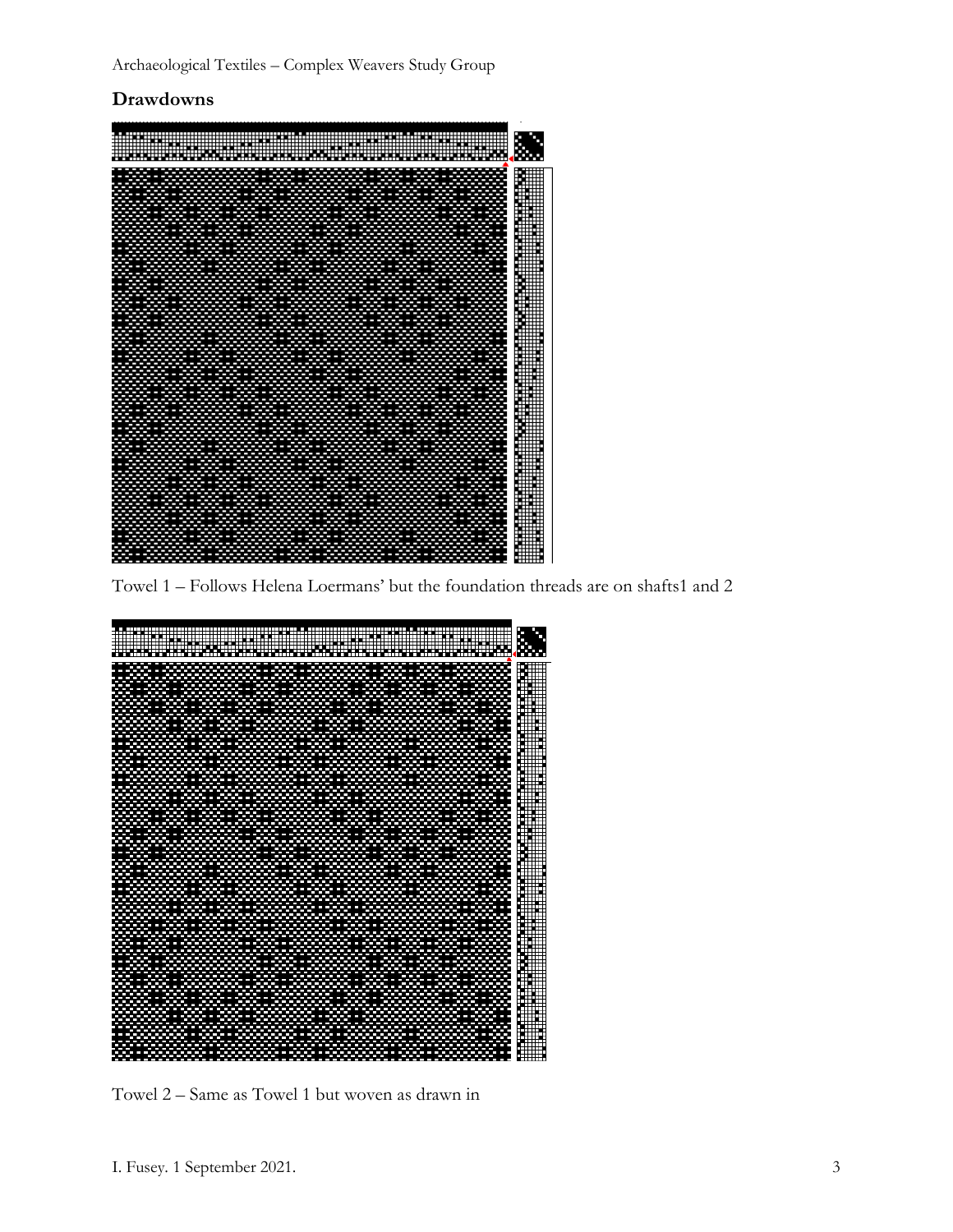## Drawdowns

Towel 1 – Follows Helena Loermans' but the foundation threads are on shafts1 and 2

Towel 2 – Same as Towel 1 but woven as drawn in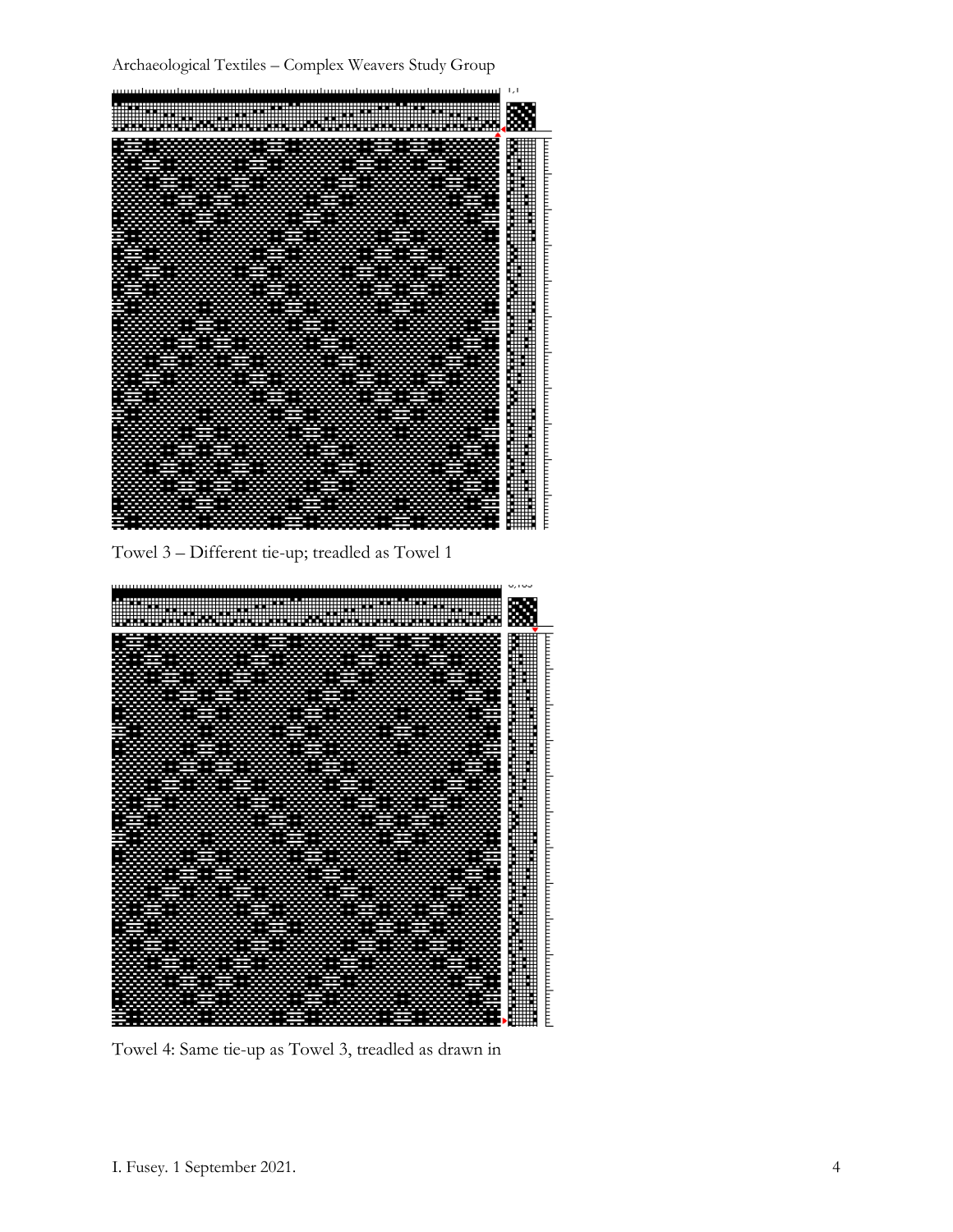Towel 3 – Different tie-up; treadled as Towel 1

Towel 4: Same tie-up as Towel 3, treadled as drawn in

I. Fusey. 1 September 2021.